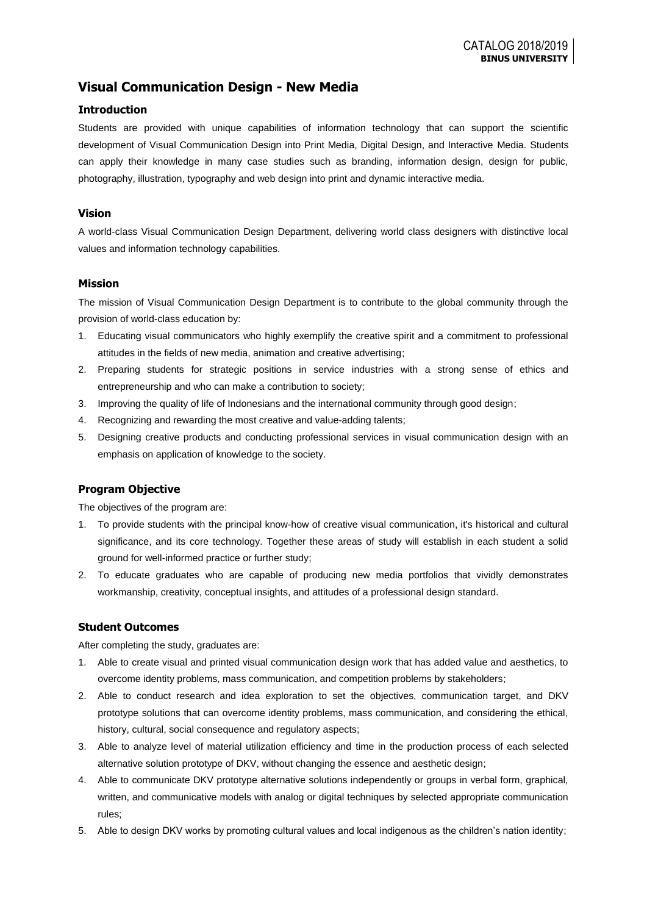# Visual Communication Design - New Media

## Introduction

Students are provided with unique capabilities of information technology that can support the scientific development of Visual Communication Design into Print Media, Digital Design, and Interactive Media. Students can apply their knowledge in many case studies such as branding, information design, design for public, photography, illustration, typography and web design into print and dynamic interactive media.

## Vision

A world-class Visual Communication Design Department, delivering world class designers with distinctive local values and information technology capabilities.

## Mission

The mission of Visual Communication Design Department is to contribute to the global community through the provision of world-class education by:

1. Educating visual communicators who highly exemplify the creative spirit and a commitment to professional attitudes in the fields of new media, animation and creative advertising;
2. Preparing students for strategic positions in service industries with a strong sense of ethics and entrepreneurship and who can make a contribution to society;
3. Improving the quality of life of Indonesians and the international community through good design;
4. Recognizing and rewarding the most creative and value-adding talents;
5. Designing creative products and conducting professional services in visual communication design with an emphasis on application of knowledge to the society.

## Program Objective

The objectives of the program are:

1. To provide students with the principal know-how of creative visual communication, it's historical and cultural significance, and its core technology. Together these areas of study will establish in each student a solid ground for well-informed practice or further study;
2. To educate graduates who are capable of producing new media portfolios that vividly demonstrates workmanship, creativity, conceptual insights, and attitudes of a professional design standard.

## Student Outcomes

After completing the study, graduates are:

1. Able to create visual and printed visual communication design work that has added value and aesthetics, to overcome identity problems, mass communication, and competition problems by stakeholders;
2. Able to conduct research and idea exploration to set the objectives, communication target, and DKV prototype solutions that can overcome identity problems, mass communication, and considering the ethical, history, cultural, social consequence and regulatory aspects;
3. Able to analyze level of material utilization efficiency and time in the production process of each selected alternative solution prototype of DKV, without changing the essence and aesthetic design;
4. Able to communicate DKV prototype alternative solutions independently or groups in verbal form, graphical, written, and communicative models with analog or digital techniques by selected appropriate communication rules;
5. Able to design DKV works by promoting cultural values and local indigenous as the children's nation identity;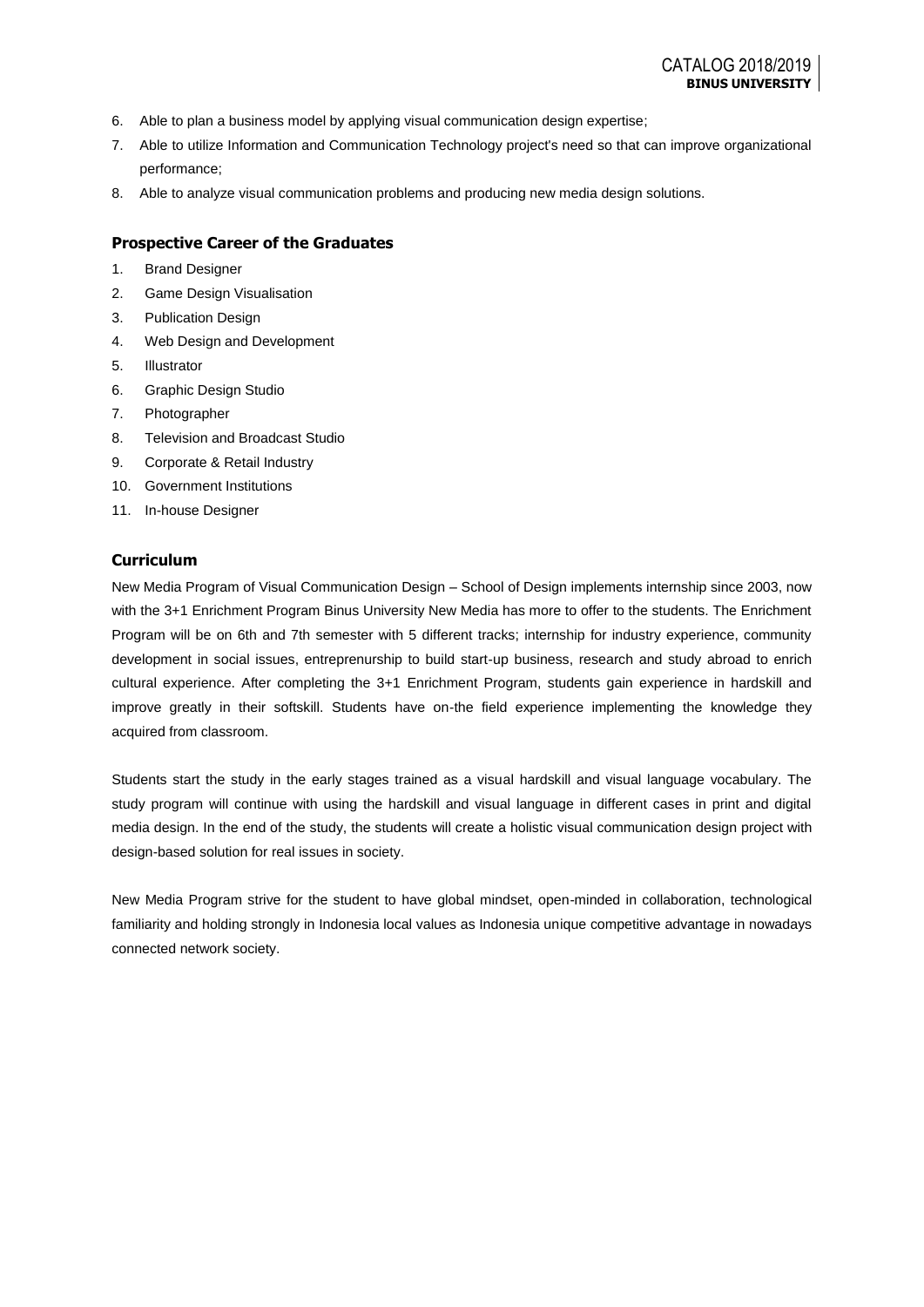6. Able to plan a business model by applying visual communication design expertise;
7. Able to utilize Information and Communication Technology project's need so that can improve organizational performance;
8. Able to analyze visual communication problems and producing new media design solutions.

### Prospective Career of the Graduates

1. Brand Designer
2. Game Design Visualisation
3. Publication Design
4. Web Design and Development
5. Illustrator
6. Graphic Design Studio
7. Photographer
8. Television and Broadcast Studio
9. Corporate & Retail Industry
10. Government Institutions
11. In-house Designer

### Curriculum

New Media Program of Visual Communication Design – School of Design implements internship since 2003, now with the 3+1 Enrichment Program Binus University New Media has more to offer to the students. The Enrichment Program will be on 6th and 7th semester with 5 different tracks; internship for industry experience, community development in social issues, entreprenurship to build start-up business, research and study abroad to enrich cultural experience. After completing the 3+1 Enrichment Program, students gain experience in hardskill and improve greatly in their softskill. Students have on-the field experience implementing the knowledge they acquired from classroom.

Students start the study in the early stages trained as a visual hardskill and visual language vocabulary. The study program will continue with using the hardskill and visual language in different cases in print and digital media design. In the end of the study, the students will create a holistic visual communication design project with design-based solution for real issues in society.

New Media Program strive for the student to have global mindset, open-minded in collaboration, technological familiarity and holding strongly in Indonesia local values as Indonesia unique competitive advantage in nowadays connected network society.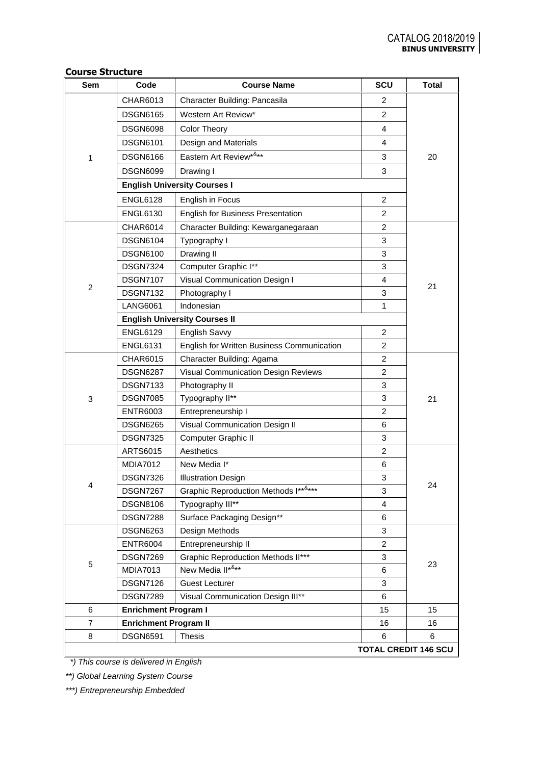## Course Structure

| Sem | Code | Course Name | SCU | Total |
|---|---|---|---|---|
| 1 | CHAR6013 | Character Building: Pancasila | 2 | 20 |
| | DSGN6165 | Western Art Review* | 2 | |
| | DSGN6098 | Color Theory | 4 | |
| | DSGN6101 | Design and Materials | 4 | |
| | DSGN6166 | Eastern Art Review*&** | 3 | |
| | DSGN6099 | Drawing I | 3 | |
| | **English University Courses I** | | | |
| | ENGL6128 | English in Focus | 2 | |
| | ENGL6130 | English for Business Presentation | 2 | |
| 2 | CHAR6014 | Character Building: Kewarganegaraan | 2 | 21 |
| | DSGN6104 | Typography I | 3 | |
| | DSGN6100 | Drawing II | 3 | |
| | DSGN7324 | Computer Graphic I** | 3 | |
| | DSGN7107 | Visual Communication Design I | 4 | |
| | DSGN7132 | Photography I | 3 | |
| | LANG6061 | Indonesian | 1 | |
| | **English University Courses II** | | | |
| | ENGL6129 | English Savvy | 2 | |
| | ENGL6131 | English for Written Business Communication | 2 | |
| 3 | CHAR6015 | Character Building: Agama | 2 | 21 |
| | DSGN6287 | Visual Communication Design Reviews | 2 | |
| | DSGN7133 | Photography II | 3 | |
| | DSGN7085 | Typography II** | 3 | |
| | ENTR6003 | Entrepreneurship I | 2 | |
| | DSGN6265 | Visual Communication Design II | 6 | |
| | DSGN7325 | Computer Graphic II | 3 | |
| 4 | ARTS6015 | Aesthetics | 2 | 24 |
| | MDIA7012 | New Media I* | 6 | |
| | DSGN7326 | Illustration Design | 3 | |
| | DSGN7267 | Graphic Reproduction Methods I**&*** | 3 | |
| | DSGN8106 | Typography III** | 4 | |
| | DSGN7288 | Surface Packaging Design** | 6 | |
| 5 | DSGN6263 | Design Methods | 3 | 23 |
| | ENTR6004 | Entrepreneurship II | 2 | |
| | DSGN7269 | Graphic Reproduction Methods II*** | 3 | |
| | MDIA7013 | New Media II*&** | 6 | |
| | DSGN7126 | Guest Lecturer | 3 | |
| | DSGN7289 | Visual Communication Design III** | 6 | |
| 6 | **Enrichment Program I** | | 15 | 15 |
| 7 | **Enrichment Program II** | | 16 | 16 |
| 8 | DSGN6591 | Thesis | 6 | 6 |
| | | | **TOTAL CREDIT 146 SCU** | |

*) This course is delivered in English

**) Global Learning System Course

***) Entrepreneurship Embedded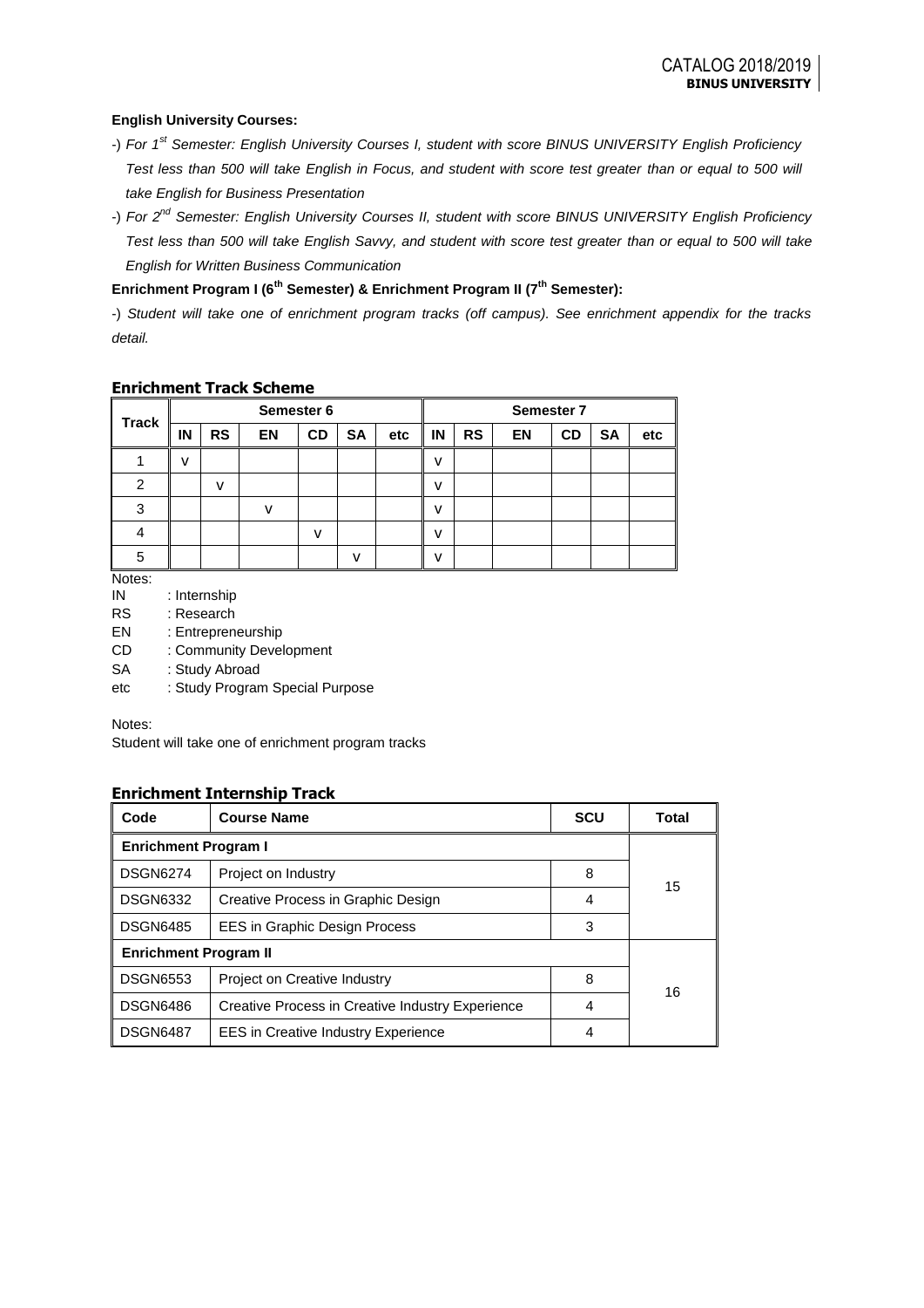**English University Courses:**

-) *For 1st Semester: English University Courses I, student with score BINUS UNIVERSITY English Proficiency Test less than 500 will take English in Focus, and student with score test greater than or equal to 500 will take English for Business Presentation*

-) *For 2nd Semester: English University Courses II, student with score BINUS UNIVERSITY English Proficiency Test less than 500 will take English Savvy, and student with score test greater than or equal to 500 will take English for Written Business Communication*

**Enrichment Program I (6th Semester) & Enrichment Program II (7th Semester):**

-) *Student will take one of enrichment program tracks (off campus). See enrichment appendix for the tracks detail.*

### Enrichment Track Scheme

| Track | Semester 6 | | | | | | Semester 7 | | | | | |
|---|---|---|---|---|---|---|---|---|---|---|---|---|
| | IN | RS | EN | CD | SA | etc | IN | RS | EN | CD | SA | etc |
| 1 | v | | | | | | v | | | | | |
| 2 | | v | | | | | v | | | | | |
| 3 | | | v | | | | v | | | | | |
| 4 | | | | v | | | v | | | | | |
| 5 | | | | | v | | v | | | | | |

Notes:

IN : Internship
RS : Research
EN : Entrepreneurship
CD : Community Development
SA : Study Abroad
etc : Study Program Special Purpose

Notes:

Student will take one of enrichment program tracks

### Enrichment Internship Track

| Code | Course Name | SCU | Total |
|---|---|---|---|
| **Enrichment Program I** | | | 15 |
| DSGN6274 | Project on Industry | 8 | |
| DSGN6332 | Creative Process in Graphic Design | 4 | |
| DSGN6485 | EES in Graphic Design Process | 3 | |
| **Enrichment Program II** | | | 16 |
| DSGN6553 | Project on Creative Industry | 8 | |
| DSGN6486 | Creative Process in Creative Industry Experience | 4 | |
| DSGN6487 | EES in Creative Industry Experience | 4 | |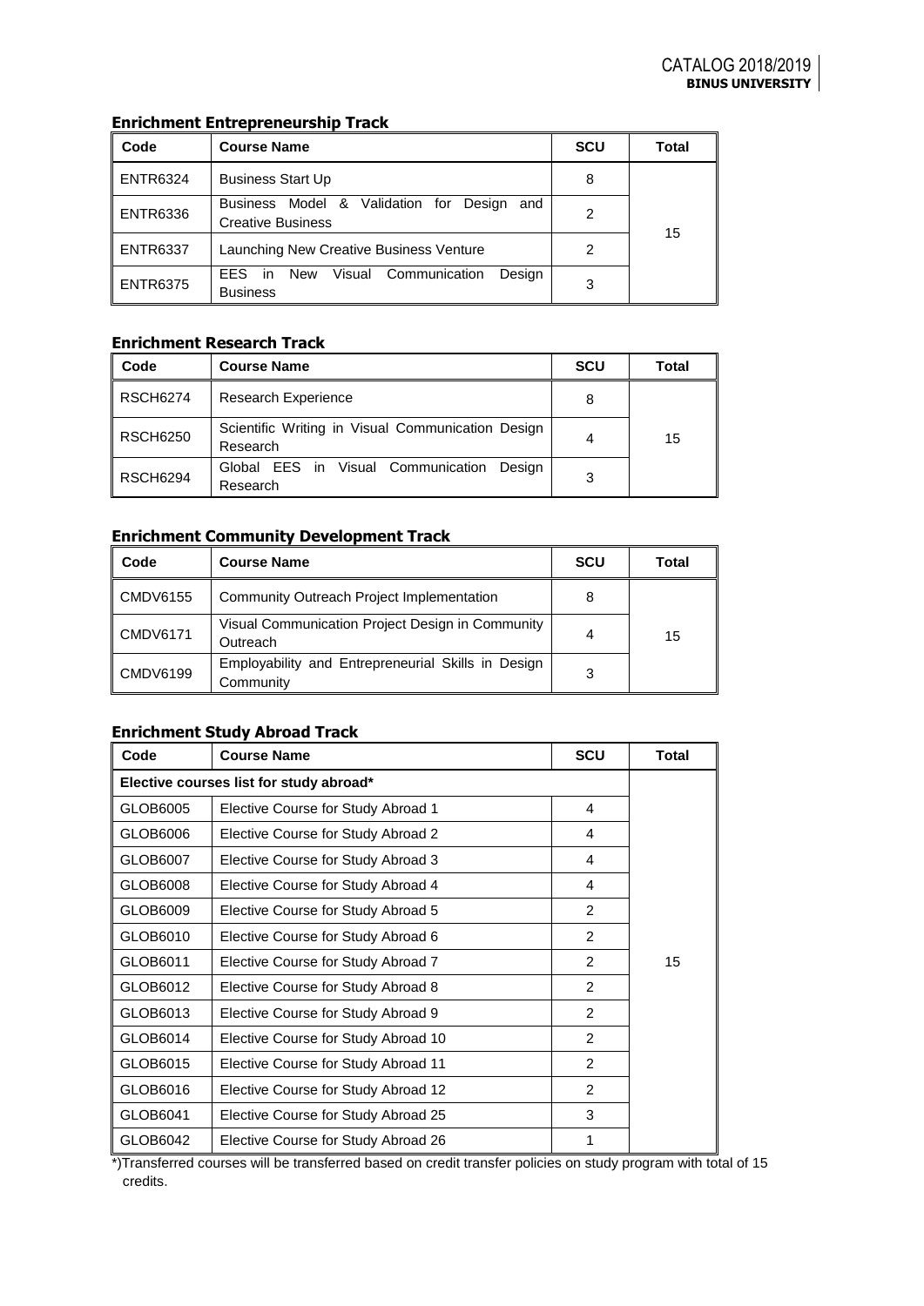## Enrichment Entrepreneurship Track

| Code | Course Name | SCU | Total |
|---|---|---|---|
| ENTR6324 | Business Start Up | 8 | 15 |
| ENTR6336 | Business Model & Validation for Design and Creative Business | 2 | |
| ENTR6337 | Launching New Creative Business Venture | 2 | |
| ENTR6375 | EES in New Visual Communication Design Business | 3 | |

## Enrichment Research Track

| Code | Course Name | SCU | Total |
|---|---|---|---|
| RSCH6274 | Research Experience | 8 | 15 |
| RSCH6250 | Scientific Writing in Visual Communication Design Research | 4 | |
| RSCH6294 | Global EES in Visual Communication Design Research | 3 | |

## Enrichment Community Development Track

| Code | Course Name | SCU | Total |
|---|---|---|---|
| CMDV6155 | Community Outreach Project Implementation | 8 | 15 |
| CMDV6171 | Visual Communication Project Design in Community Outreach | 4 | |
| CMDV6199 | Employability and Entrepreneurial Skills in Design Community | 3 | |

## Enrichment Study Abroad Track

| Code | Course Name | SCU | Total |
|---|---|---|---|
| **Elective courses list for study abroad*** | | | 15 |
| GLOB6005 | Elective Course for Study Abroad 1 | 4 | |
| GLOB6006 | Elective Course for Study Abroad 2 | 4 | |
| GLOB6007 | Elective Course for Study Abroad 3 | 4 | |
| GLOB6008 | Elective Course for Study Abroad 4 | 4 | |
| GLOB6009 | Elective Course for Study Abroad 5 | 2 | |
| GLOB6010 | Elective Course for Study Abroad 6 | 2 | |
| GLOB6011 | Elective Course for Study Abroad 7 | 2 | |
| GLOB6012 | Elective Course for Study Abroad 8 | 2 | |
| GLOB6013 | Elective Course for Study Abroad 9 | 2 | |
| GLOB6014 | Elective Course for Study Abroad 10 | 2 | |
| GLOB6015 | Elective Course for Study Abroad 11 | 2 | |
| GLOB6016 | Elective Course for Study Abroad 12 | 2 | |
| GLOB6041 | Elective Course for Study Abroad 25 | 3 | |
| GLOB6042 | Elective Course for Study Abroad 26 | 1 | |

*)Transferred courses will be transferred based on credit transfer policies on study program with total of 15 credits.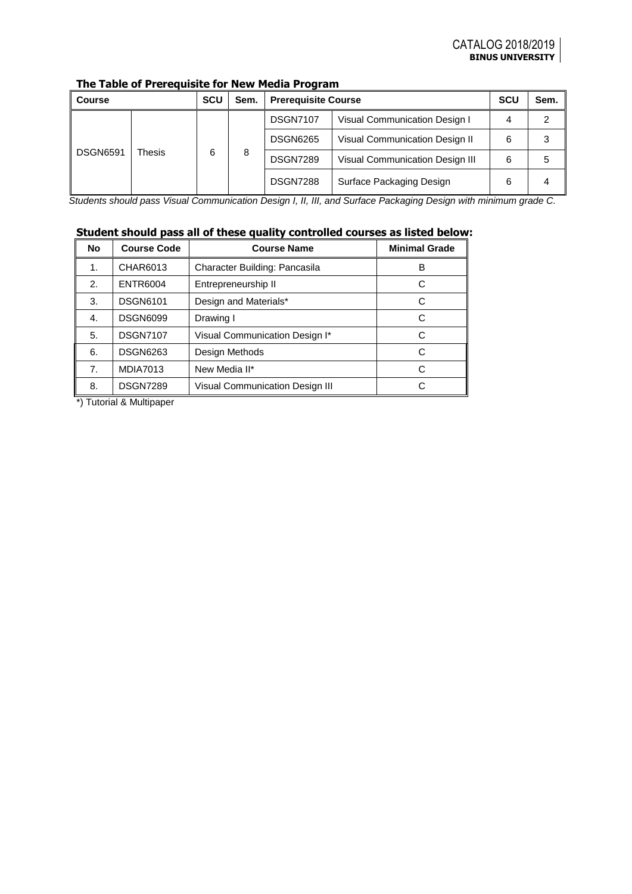### The Table of Prerequisite for New Media Program

| Course | | SCU | Sem. | Prerequisite Course | | SCU | Sem. |
|---|---|---|---|---|---|---|---|
| DSGN6591 | Thesis | 6 | 8 | DSGN7107 | Visual Communication Design I | 4 | 2 |
| | | | | DSGN6265 | Visual Communication Design II | 6 | 3 |
| | | | | DSGN7289 | Visual Communication Design III | 6 | 5 |
| | | | | DSGN7288 | Surface Packaging Design | 6 | 4 |

*Students should pass Visual Communication Design I, II, III, and Surface Packaging Design with minimum grade C.*

### Student should pass all of these quality controlled courses as listed below:

| No | Course Code | Course Name | Minimal Grade |
|---|---|---|---|
| 1. | CHAR6013 | Character Building: Pancasila | B |
| 2. | ENTR6004 | Entrepreneurship II | C |
| 3. | DSGN6101 | Design and Materials* | C |
| 4. | DSGN6099 | Drawing I | C |
| 5. | DSGN7107 | Visual Communication Design I* | C |
| 6. | DSGN6263 | Design Methods | C |
| 7. | MDIA7013 | New Media II* | C |
| 8. | DSGN7289 | Visual Communication Design III | C |

*) Tutorial & Multipaper